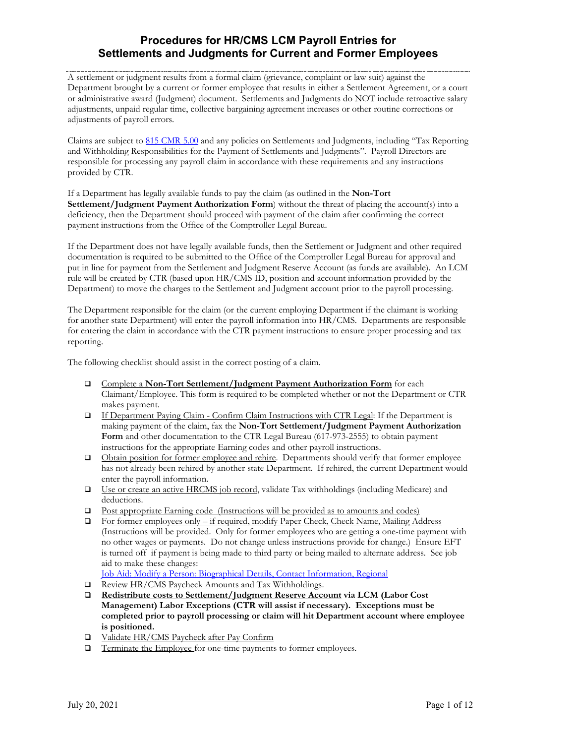# Procedures for HR/CMS LCM Payroll Entries for Settlements and Judgments for Current and Former Employees

A settlement or judgment results from a formal claim (grievance, complaint or law suit) against the Department brought by a current or former employee that results in either a Settlement Agreement, or a court or administrative award (Judgment) document. Settlements and Judgments do NOT include retroactive salary adjustments, unpaid regular time, collective bargaining agreement increases or other routine corrections or adjustments of payroll errors.

Claims are subject to [815 CMR 5.00]() and any policies on Settlements and Judgments, including "Tax Reporting and Withholding Responsibilities for the Payment of Settlements and Judgments". Payroll Directors are responsible for processing any payroll claim in accordance with these requirements and any instructions provided by CTR.

If a Department has legally available funds to pay the claim (as outlined in the **Non-Tort Settlement/Judgment Payment Authorization Form**) without the threat of placing the account(s) into a deficiency, then the Department should proceed with payment of the claim after confirming the correct payment instructions from the Office of the Comptroller Legal Bureau.

If the Department does not have legally available funds, then the Settlement or Judgment and other required documentation is required to be submitted to the Office of the Comptroller Legal Bureau for approval and put in line for payment from the Settlement and Judgment Reserve Account (as funds are available). An LCM rule will be created by CTR (based upon HR/CMS ID, position and account information provided by the Department) to move the charges to the Settlement and Judgment account prior to the payroll processing.

The Department responsible for the claim (or the current employing Department if the claimant is working for another state Department) will enter the payroll information into HR/CMS. Departments are responsible for entering the claim in accordance with the CTR payment instructions to ensure proper processing and tax reporting.

The following checklist should assist in the correct posting of a claim.

- ☐ Complete a **Non-Tort Settlement/Judgment Payment Authorization Form** for each Claimant/Employee. This form is required to be completed whether or not the Department or CTR makes payment.
- ☐ If Department Paying Claim - Confirm Claim Instructions with CTR Legal: If the Department is making payment of the claim, fax the **Non-Tort Settlement/Judgment Payment Authorization Form** and other documentation to the CTR Legal Bureau (617-973-2555) to obtain payment instructions for the appropriate Earning codes and other payroll instructions.
- ☐ Obtain position for former employee and rehire. Departments should verify that former employee has not already been rehired by another state Department. If rehired, the current Department would enter the payroll information.
- ☐ Use or create an active HRCMS job record, validate Tax withholdings (including Medicare) and deductions.
- ☐ Post appropriate Earning code (Instructions will be provided as to amounts and codes)
- ☐ For former employees only – if required, modify Paper Check, Check Name, Mailing Address (Instructions will be provided. Only for former employees who are getting a one-time payment with no other wages or payments. Do not change unless instructions provide for change.) Ensure EFT is turned off if payment is being made to third party or being mailed to alternate address. See job aid to make these changes:
  [Job Aid: Modify a Person: Biographical Details, Contact Information, Regional]()
- ☐ Review HR/CMS Paycheck Amounts and Tax Withholdings.
- ☐ **Redistribute costs to Settlement/Judgment Reserve Account via LCM (Labor Cost Management) Labor Exceptions (CTR will assist if necessary). Exceptions must be completed prior to payroll processing or claim will hit Department account where employee is positioned.**
- ☐ Validate HR/CMS Paycheck after Pay Confirm
- ☐ Terminate the Employee for one-time payments to former employees.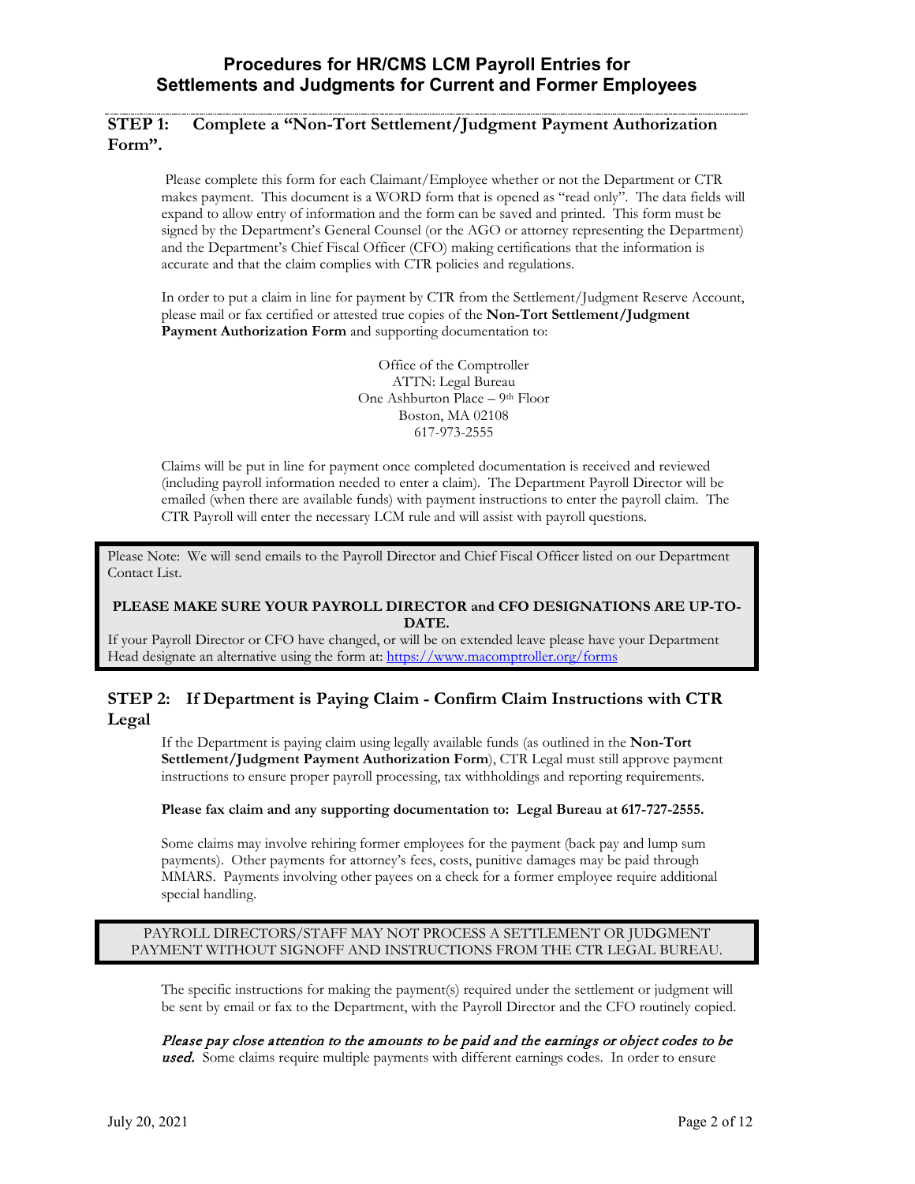# Procedures for HR/CMS LCM Payroll Entries for Settlements and Judgments for Current and Former Employees

## STEP 1: Complete a "Non-Tort Settlement/Judgment Payment Authorization Form".

Please complete this form for each Claimant/Employee whether or not the Department or CTR makes payment. This document is a WORD form that is opened as "read only". The data fields will expand to allow entry of information and the form can be saved and printed. This form must be signed by the Department's General Counsel (or the AGO or attorney representing the Department) and the Department's Chief Fiscal Officer (CFO) making certifications that the information is accurate and that the claim complies with CTR policies and regulations.

In order to put a claim in line for payment by CTR from the Settlement/Judgment Reserve Account, please mail or fax certified or attested true copies of the **Non-Tort Settlement/Judgment Payment Authorization Form** and supporting documentation to:

Office of the Comptroller
ATTN: Legal Bureau
One Ashburton Place – 9th Floor
Boston, MA 02108
617-973-2555

Claims will be put in line for payment once completed documentation is received and reviewed (including payroll information needed to enter a claim). The Department Payroll Director will be emailed (when there are available funds) with payment instructions to enter the payroll claim. The CTR Payroll will enter the necessary LCM rule and will assist with payroll questions.

> Please Note: We will send emails to the Payroll Director and Chief Fiscal Officer listed on our Department Contact List.
>
> **PLEASE MAKE SURE YOUR PAYROLL DIRECTOR and CFO DESIGNATIONS ARE UP-TO-DATE.**
>
> If your Payroll Director or CFO have changed, or will be on extended leave please have your Department Head designate an alternative using the form at: https://www.macomptroller.org/forms

## STEP 2: If Department is Paying Claim - Confirm Claim Instructions with CTR Legal

If the Department is paying claim using legally available funds (as outlined in the **Non-Tort Settlement/Judgment Payment Authorization Form**), CTR Legal must still approve payment instructions to ensure proper payroll processing, tax withholdings and reporting requirements.

**Please fax claim and any supporting documentation to: Legal Bureau at 617-727-2555.**

Some claims may involve rehiring former employees for the payment (back pay and lump sum payments). Other payments for attorney's fees, costs, punitive damages may be paid through MMARS. Payments involving other payees on a check for a former employee require additional special handling.

> PAYROLL DIRECTORS/STAFF MAY NOT PROCESS A SETTLEMENT OR JUDGMENT PAYMENT WITHOUT SIGNOFF AND INSTRUCTIONS FROM THE CTR LEGAL BUREAU.

The specific instructions for making the payment(s) required under the settlement or judgment will be sent by email or fax to the Department, with the Payroll Director and the CFO routinely copied.

***Please pay close attention to the amounts to be paid and the earnings or object codes to be used.*** Some claims require multiple payments with different earnings codes. In order to ensure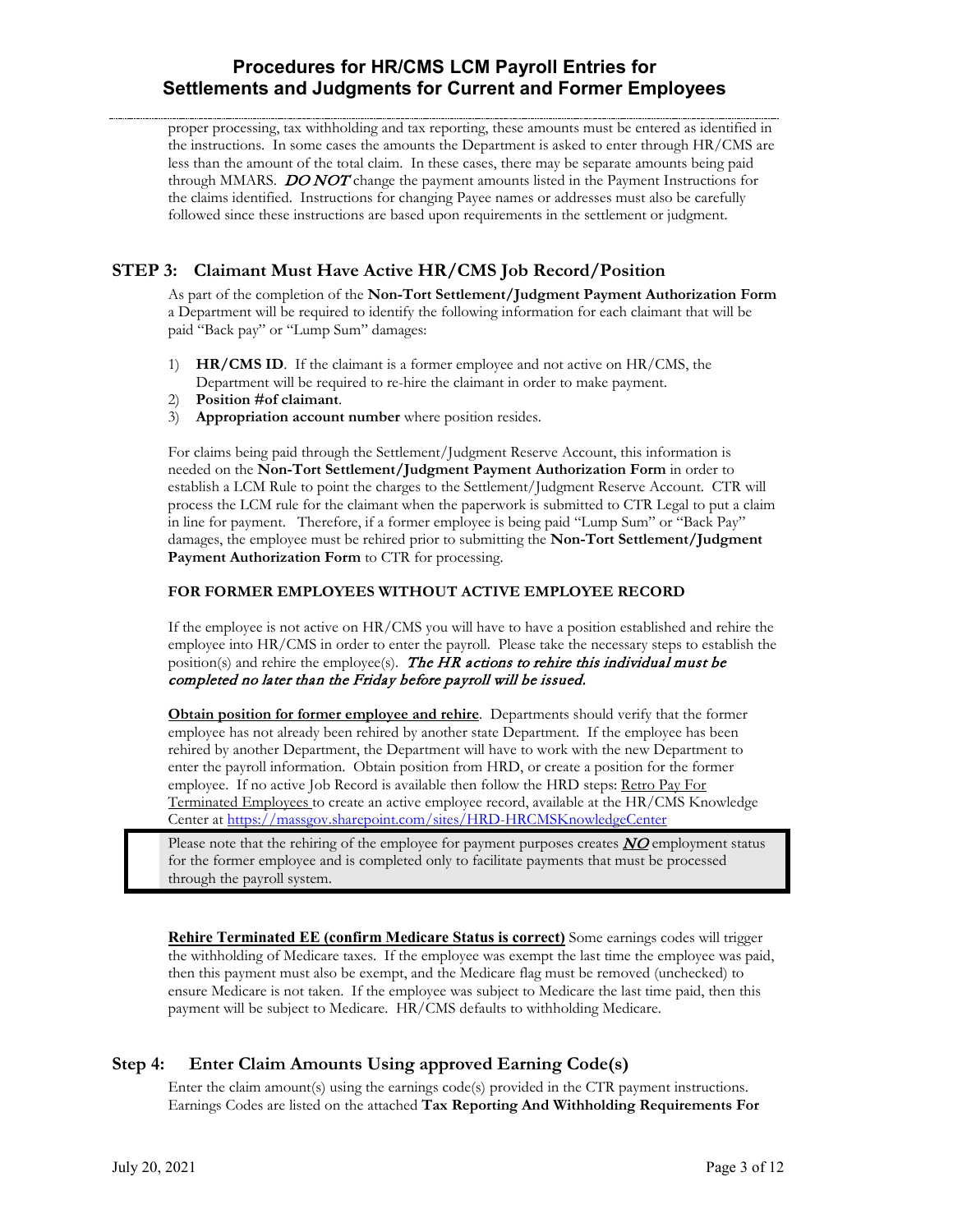proper processing, tax withholding and tax reporting, these amounts must be entered as identified in the instructions. In some cases the amounts the Department is asked to enter through HR/CMS are less than the amount of the total claim. In these cases, there may be separate amounts being paid through MMARS. ***DO NOT*** change the payment amounts listed in the Payment Instructions for the claims identified. Instructions for changing Payee names or addresses must also be carefully followed since these instructions are based upon requirements in the settlement or judgment.

## STEP 3: Claimant Must Have Active HR/CMS Job Record/Position

As part of the completion of the **Non-Tort Settlement/Judgment Payment Authorization Form** a Department will be required to identify the following information for each claimant that will be paid "Back pay" or "Lump Sum" damages:

1) **HR/CMS ID**. If the claimant is a former employee and not active on HR/CMS, the Department will be required to re-hire the claimant in order to make payment.
2) **Position #of claimant**.
3) **Appropriation account number** where position resides.

For claims being paid through the Settlement/Judgment Reserve Account, this information is needed on the **Non-Tort Settlement/Judgment Payment Authorization Form** in order to establish a LCM Rule to point the charges to the Settlement/Judgment Reserve Account. CTR will process the LCM rule for the claimant when the paperwork is submitted to CTR Legal to put a claim in line for payment. Therefore, if a former employee is being paid "Lump Sum" or "Back Pay" damages, the employee must be rehired prior to submitting the **Non-Tort Settlement/Judgment Payment Authorization Form** to CTR for processing.

**FOR FORMER EMPLOYEES WITHOUT ACTIVE EMPLOYEE RECORD**

If the employee is not active on HR/CMS you will have to have a position established and rehire the employee into HR/CMS in order to enter the payroll. Please take the necessary steps to establish the position(s) and rehire the employee(s). *The HR actions to rehire this individual must be completed no later than the Friday before payroll will be issued.*

**Obtain position for former employee and rehire**. Departments should verify that the former employee has not already been rehired by another state Department. If the employee has been rehired by another Department, the Department will have to work with the new Department to enter the payroll information. Obtain position from HRD, or create a position for the former employee. If no active Job Record is available then follow the HRD steps: Retro Pay For Terminated Employees to create an active employee record, available at the HR/CMS Knowledge Center at https://massgov.sharepoint.com/sites/HRD-HRCMSKnowledgeCenter

> Please note that the rehiring of the employee for payment purposes creates ***NO*** employment status for the former employee and is completed only to facilitate payments that must be processed through the payroll system.

**Rehire Terminated EE (confirm Medicare Status is correct)** Some earnings codes will trigger the withholding of Medicare taxes. If the employee was exempt the last time the employee was paid, then this payment must also be exempt, and the Medicare flag must be removed (unchecked) to ensure Medicare is not taken. If the employee was subject to Medicare the last time paid, then this payment will be subject to Medicare. HR/CMS defaults to withholding Medicare.

## Step 4: Enter Claim Amounts Using approved Earning Code(s)

Enter the claim amount(s) using the earnings code(s) provided in the CTR payment instructions. Earnings Codes are listed on the attached **Tax Reporting And Withholding Requirements For**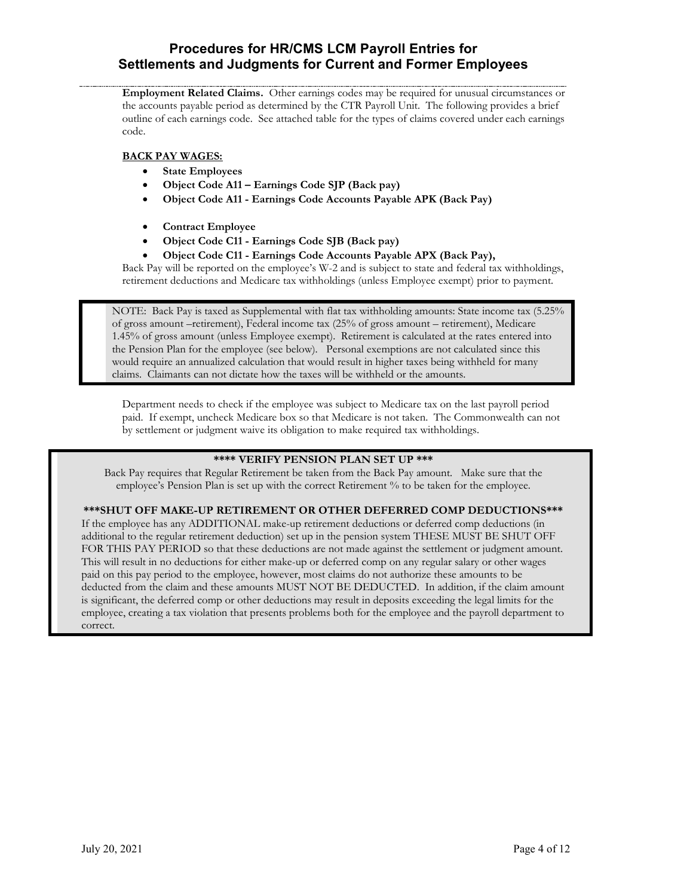**Employment Related Claims.** Other earnings codes may be required for unusual circumstances or the accounts payable period as determined by the CTR Payroll Unit. The following provides a brief outline of each earnings code. See attached table for the types of claims covered under each earnings code.

**BACK PAY WAGES:**

- **State Employees**
- **Object Code A11 – Earnings Code SJP (Back pay)**
- **Object Code A11 - Earnings Code Accounts Payable APK (Back Pay)**

- **Contract Employee**
- **Object Code C11 - Earnings Code SJB (Back pay)**
- **Object Code C11 - Earnings Code Accounts Payable APX (Back Pay),**

Back Pay will be reported on the employee's W-2 and is subject to state and federal tax withholdings, retirement deductions and Medicare tax withholdings (unless Employee exempt) prior to payment.

> NOTE: Back Pay is taxed as Supplemental with flat tax withholding amounts: State income tax (5.25% of gross amount –retirement), Federal income tax (25% of gross amount – retirement), Medicare 1.45% of gross amount (unless Employee exempt). Retirement is calculated at the rates entered into the Pension Plan for the employee (see below). Personal exemptions are not calculated since this would require an annualized calculation that would result in higher taxes being withheld for many claims. Claimants can not dictate how the taxes will be withheld or the amounts.

Department needs to check if the employee was subject to Medicare tax on the last payroll period paid. If exempt, uncheck Medicare box so that Medicare is not taken. The Commonwealth can not by settlement or judgment waive its obligation to make required tax withholdings.

> **\*\*\*\* VERIFY PENSION PLAN SET UP \*\*\***
>
> Back Pay requires that Regular Retirement be taken from the Back Pay amount. Make sure that the employee's Pension Plan is set up with the correct Retirement % to be taken for the employee.
>
> **\*\*\*SHUT OFF MAKE-UP RETIREMENT OR OTHER DEFERRED COMP DEDUCTIONS\*\*\***
>
> If the employee has any ADDITIONAL make-up retirement deductions or deferred comp deductions (in additional to the regular retirement deduction) set up in the pension system THESE MUST BE SHUT OFF FOR THIS PAY PERIOD so that these deductions are not made against the settlement or judgment amount. This will result in no deductions for either make-up or deferred comp on any regular salary or other wages paid on this pay period to the employee, however, most claims do not authorize these amounts to be deducted from the claim and these amounts MUST NOT BE DEDUCTED. In addition, if the claim amount is significant, the deferred comp or other deductions may result in deposits exceeding the legal limits for the employee, creating a tax violation that presents problems both for the employee and the payroll department to correct.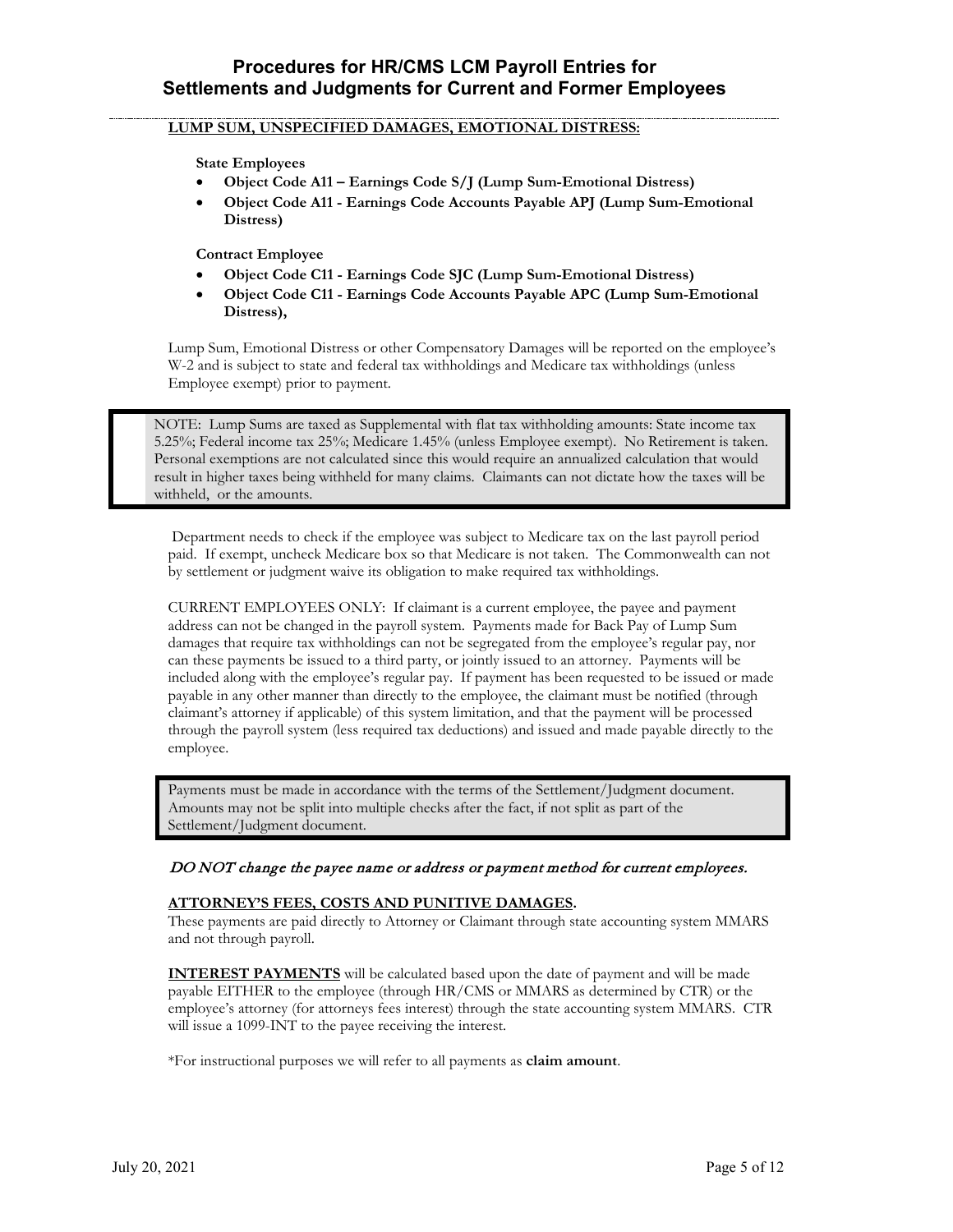**LUMP SUM, UNSPECIFIED DAMAGES, EMOTIONAL DISTRESS:**

**State Employees**

- **Object Code A11 – Earnings Code S/J (Lump Sum-Emotional Distress)**
- **Object Code A11 - Earnings Code Accounts Payable APJ (Lump Sum-Emotional Distress)**

**Contract Employee**

- **Object Code C11 - Earnings Code SJC (Lump Sum-Emotional Distress)**
- **Object Code C11 - Earnings Code Accounts Payable APC (Lump Sum-Emotional Distress),**

Lump Sum, Emotional Distress or other Compensatory Damages will be reported on the employee's W-2 and is subject to state and federal tax withholdings and Medicare tax withholdings (unless Employee exempt) prior to payment.

> NOTE: Lump Sums are taxed as Supplemental with flat tax withholding amounts: State income tax 5.25%; Federal income tax 25%; Medicare 1.45% (unless Employee exempt). No Retirement is taken. Personal exemptions are not calculated since this would require an annualized calculation that would result in higher taxes being withheld for many claims. Claimants can not dictate how the taxes will be withheld, or the amounts.

Department needs to check if the employee was subject to Medicare tax on the last payroll period paid. If exempt, uncheck Medicare box so that Medicare is not taken. The Commonwealth can not by settlement or judgment waive its obligation to make required tax withholdings.

CURRENT EMPLOYEES ONLY: If claimant is a current employee, the payee and payment address can not be changed in the payroll system. Payments made for Back Pay of Lump Sum damages that require tax withholdings can not be segregated from the employee's regular pay, nor can these payments be issued to a third party, or jointly issued to an attorney. Payments will be included along with the employee's regular pay. If payment has been requested to be issued or made payable in any other manner than directly to the employee, the claimant must be notified (through claimant's attorney if applicable) of this system limitation, and that the payment will be processed through the payroll system (less required tax deductions) and issued and made payable directly to the employee.

> Payments must be made in accordance with the terms of the Settlement/Judgment document. Amounts may not be split into multiple checks after the fact, if not split as part of the Settlement/Judgment document.

*DO NOT change the payee name or address or payment method for current employees.*

**ATTORNEY'S FEES, COSTS AND PUNITIVE DAMAGES.**
These payments are paid directly to Attorney or Claimant through state accounting system MMARS and not through payroll.

**INTEREST PAYMENTS** will be calculated based upon the date of payment and will be made payable EITHER to the employee (through HR/CMS or MMARS as determined by CTR) or the employee's attorney (for attorneys fees interest) through the state accounting system MMARS. CTR will issue a 1099-INT to the payee receiving the interest.

*For instructional purposes we will refer to all payments as **claim amount**.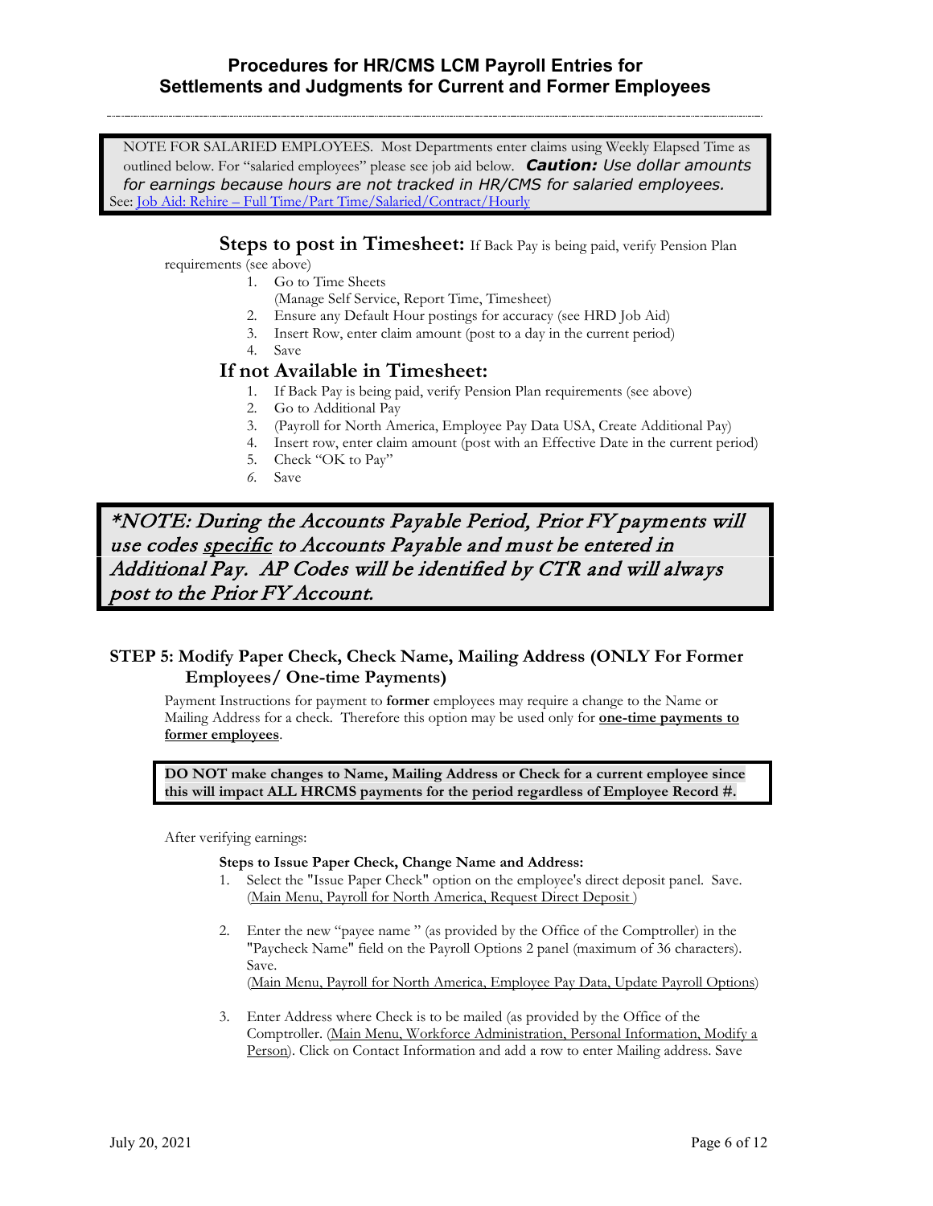NOTE FOR SALARIED EMPLOYEES. Most Departments enter claims using Weekly Elapsed Time as outlined below. For "salaried employees" please see job aid below. ***Caution:*** *Use dollar amounts for earnings because hours are not tracked in HR/CMS for salaried employees.*
See: [Job Aid: Rehire – Full Time/Part Time/Salaried/Contract/Hourly]

**Steps to post in Timesheet:** If Back Pay is being paid, verify Pension Plan requirements (see above)

1. Go to Time Sheets
   (Manage Self Service, Report Time, Timesheet)
2. Ensure any Default Hour postings for accuracy (see HRD Job Aid)
3. Insert Row, enter claim amount (post to a day in the current period)
4. Save

**If not Available in Timesheet:**

1. If Back Pay is being paid, verify Pension Plan requirements (see above)
2. Go to Additional Pay
3. (Payroll for North America, Employee Pay Data USA, Create Additional Pay)
4. Insert row, enter claim amount (post with an Effective Date in the current period)
5. Check "OK to Pay"
6. Save

*\*NOTE: During the Accounts Payable Period, Prior FY payments will use codes specific to Accounts Payable and must be entered in Additional Pay. AP Codes will be identified by CTR and will always post to the Prior FY Account.*

### STEP 5: Modify Paper Check, Check Name, Mailing Address (ONLY For Former Employees/ One-time Payments)

Payment Instructions for payment to **former** employees may require a change to the Name or Mailing Address for a check. Therefore this option may be used only for **one-time payments to former employees**.

**DO NOT make changes to Name, Mailing Address or Check for a current employee since this will impact ALL HRCMS payments for the period regardless of Employee Record #.**

After verifying earnings:

**Steps to Issue Paper Check, Change Name and Address:**

1. Select the "Issue Paper Check" option on the employee's direct deposit panel. Save.
   (Main Menu, Payroll for North America, Request Direct Deposit )
2. Enter the new "payee name " (as provided by the Office of the Comptroller) in the "Paycheck Name" field on the Payroll Options 2 panel (maximum of 36 characters). Save.
   (Main Menu, Payroll for North America, Employee Pay Data, Update Payroll Options)
3. Enter Address where Check is to be mailed (as provided by the Office of the Comptroller. (Main Menu, Workforce Administration, Personal Information, Modify a Person). Click on Contact Information and add a row to enter Mailing address. Save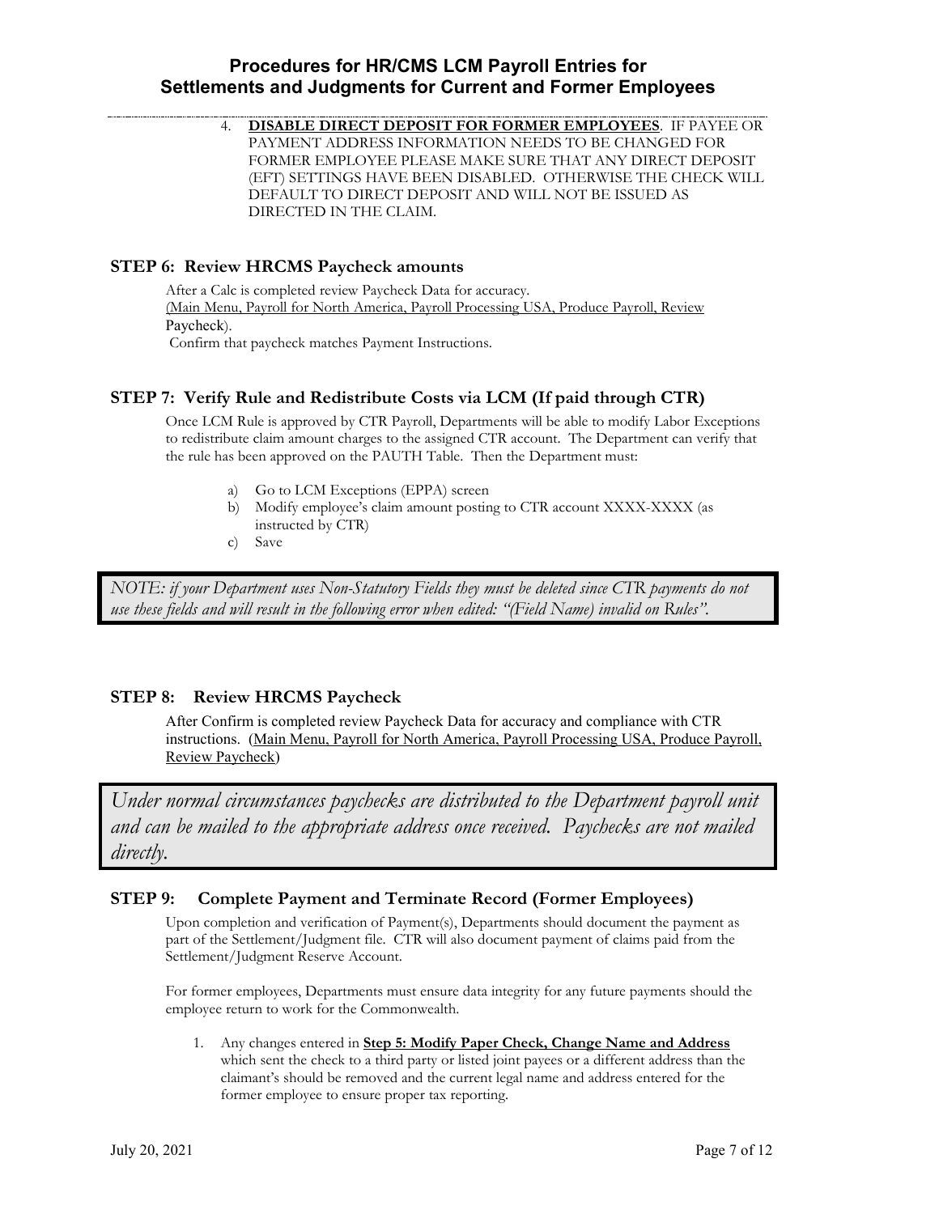4. **DISABLE DIRECT DEPOSIT FOR FORMER EMPLOYEES**. IF PAYEE OR PAYMENT ADDRESS INFORMATION NEEDS TO BE CHANGED FOR FORMER EMPLOYEE PLEASE MAKE SURE THAT ANY DIRECT DEPOSIT (EFT) SETTINGS HAVE BEEN DISABLED. OTHERWISE THE CHECK WILL DEFAULT TO DIRECT DEPOSIT AND WILL NOT BE ISSUED AS DIRECTED IN THE CLAIM.

## STEP 6: Review HRCMS Paycheck amounts

After a Calc is completed review Paycheck Data for accuracy.
(Main Menu, Payroll for North America, Payroll Processing USA, Produce Payroll, Review Paycheck).
Confirm that paycheck matches Payment Instructions.

## STEP 7: Verify Rule and Redistribute Costs via LCM (If paid through CTR)

Once LCM Rule is approved by CTR Payroll, Departments will be able to modify Labor Exceptions to redistribute claim amount charges to the assigned CTR account. The Department can verify that the rule has been approved on the PAUTH Table. Then the Department must:

a) Go to LCM Exceptions (EPPA) screen
b) Modify employee's claim amount posting to CTR account XXXX-XXXX (as instructed by CTR)
c) Save

*NOTE: if your Department uses Non-Statutory Fields they must be deleted since CTR payments do not use these fields and will result in the following error when edited: "(Field Name) invalid on Rules".*

## STEP 8: Review HRCMS Paycheck

After Confirm is completed review Paycheck Data for accuracy and compliance with CTR instructions. (Main Menu, Payroll for North America, Payroll Processing USA, Produce Payroll, Review Paycheck)

*Under normal circumstances paychecks are distributed to the Department payroll unit and can be mailed to the appropriate address once received. Paychecks are not mailed directly.*

## STEP 9: Complete Payment and Terminate Record (Former Employees)

Upon completion and verification of Payment(s), Departments should document the payment as part of the Settlement/Judgment file. CTR will also document payment of claims paid from the Settlement/Judgment Reserve Account.

For former employees, Departments must ensure data integrity for any future payments should the employee return to work for the Commonwealth.

1. Any changes entered in **Step 5: Modify Paper Check, Change Name and Address** which sent the check to a third party or listed joint payees or a different address than the claimant's should be removed and the current legal name and address entered for the former employee to ensure proper tax reporting.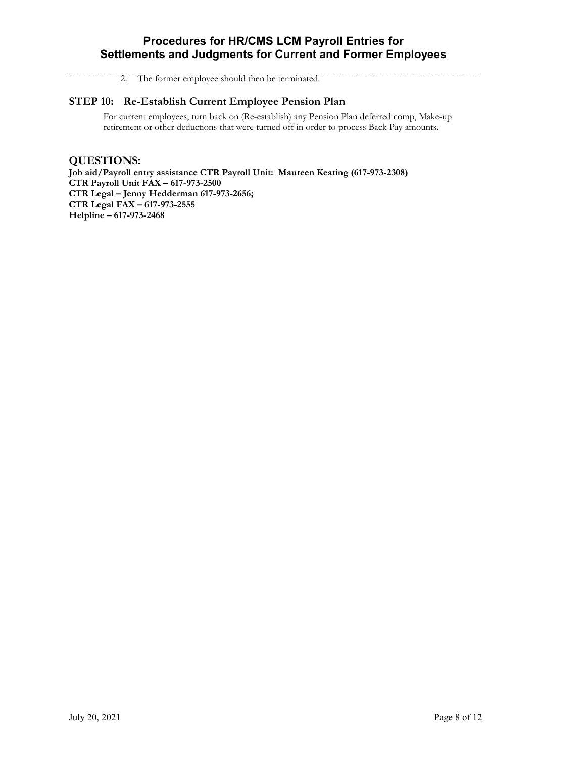2. The former employee should then be terminated.

## STEP 10: Re-Establish Current Employee Pension Plan

For current employees, turn back on (Re-establish) any Pension Plan deferred comp, Make-up retirement or other deductions that were turned off in order to process Back Pay amounts.

## QUESTIONS:

**Job aid/Payroll entry assistance CTR Payroll Unit: Maureen Keating (617-973-2308)**
**CTR Payroll Unit FAX – 617-973-2500**
**CTR Legal – Jenny Hedderman 617-973-2656;**
**CTR Legal FAX – 617-973-2555**
**Helpline – 617-973-2468**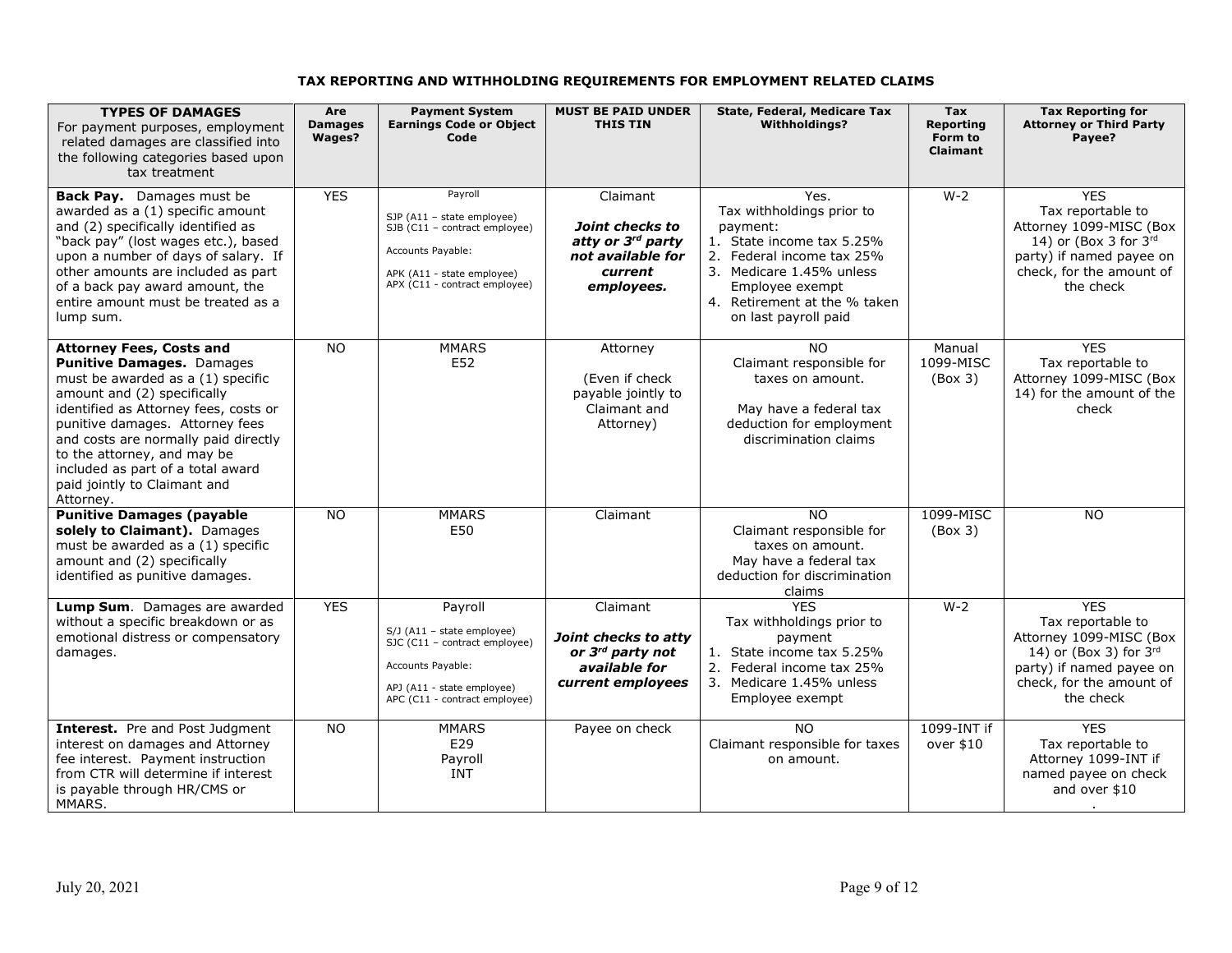## TAX REPORTING AND WITHHOLDING REQUIREMENTS FOR EMPLOYMENT RELATED CLAIMS

| **TYPES OF DAMAGES** For payment purposes, employment related damages are classified into the following categories based upon tax treatment | **Are Damages Wages?** | **Payment System Earnings Code or Object Code** | **MUST BE PAID UNDER THIS TIN** | **State, Federal, Medicare Tax Withholdings?** | **Tax Reporting Form to Claimant** | **Tax Reporting for Attorney or Third Party Payee?** |
|---|---|---|---|---|---|---|
| **Back Pay.** Damages must be awarded as a (1) specific amount and (2) specifically identified as "back pay" (lost wages etc.), based upon a number of days of salary. If other amounts are included as part of a back pay award amount, the entire amount must be treated as a lump sum. | YES | Payroll<br>SJP (A11 – state employee)<br>SJB (C11 – contract employee)<br>Accounts Payable:<br>APK (A11 - state employee)<br>APX (C11 - contract employee) | Claimant<br>***Joint checks to atty or 3rd party not available for current employees.*** | Yes.<br>Tax withholdings prior to payment:<br>1. State income tax 5.25%<br>2. Federal income tax 25%<br>3. Medicare 1.45% unless Employee exempt<br>4. Retirement at the % taken on last payroll paid | W-2 | YES<br>Tax reportable to Attorney 1099-MISC (Box 14) or (Box 3 for 3rd party) if named payee on check, for the amount of the check |
| **Attorney Fees, Costs and Punitive Damages.** Damages must be awarded as a (1) specific amount and (2) specifically identified as Attorney fees, costs or punitive damages. Attorney fees and costs are normally paid directly to the attorney, and may be included as part of a total award paid jointly to Claimant and Attorney. | NO | MMARS<br>E52 | Attorney<br>(Even if check payable jointly to Claimant and Attorney) | NO<br>Claimant responsible for taxes on amount.<br>May have a federal tax deduction for employment discrimination claims | Manual 1099-MISC (Box 3) | YES<br>Tax reportable to Attorney 1099-MISC (Box 14) for the amount of the check |
| **Punitive Damages (payable solely to Claimant).** Damages must be awarded as a (1) specific amount and (2) specifically identified as punitive damages. | NO | MMARS<br>E50 | Claimant | NO<br>Claimant responsible for taxes on amount.<br>May have a federal tax deduction for discrimination claims | 1099-MISC (Box 3) | NO |
| **Lump Sum.** Damages are awarded without a specific breakdown or as emotional distress or compensatory damages. | YES | Payroll<br>S/J (A11 – state employee)<br>SJC (C11 – contract employee)<br>Accounts Payable:<br>APJ (A11 - state employee)<br>APC (C11 - contract employee) | Claimant<br>***Joint checks to atty or 3rd party not available for current employees*** | YES<br>Tax withholdings prior to payment<br>1. State income tax 5.25%<br>2. Federal income tax 25%<br>3. Medicare 1.45% unless Employee exempt | W-2 | YES<br>Tax reportable to Attorney 1099-MISC (Box 14) or (Box 3) for 3rd party) if named payee on check, for the amount of the check |
| **Interest.** Pre and Post Judgment interest on damages and Attorney fee interest. Payment instruction from CTR will determine if interest is payable through HR/CMS or MMARS. | NO | MMARS<br>E29<br>Payroll<br>INT | Payee on check | NO<br>Claimant responsible for taxes on amount. | 1099-INT if over $10 | YES<br>Tax reportable to Attorney 1099-INT if named payee on check and over $10<br>. |

July 20, 2021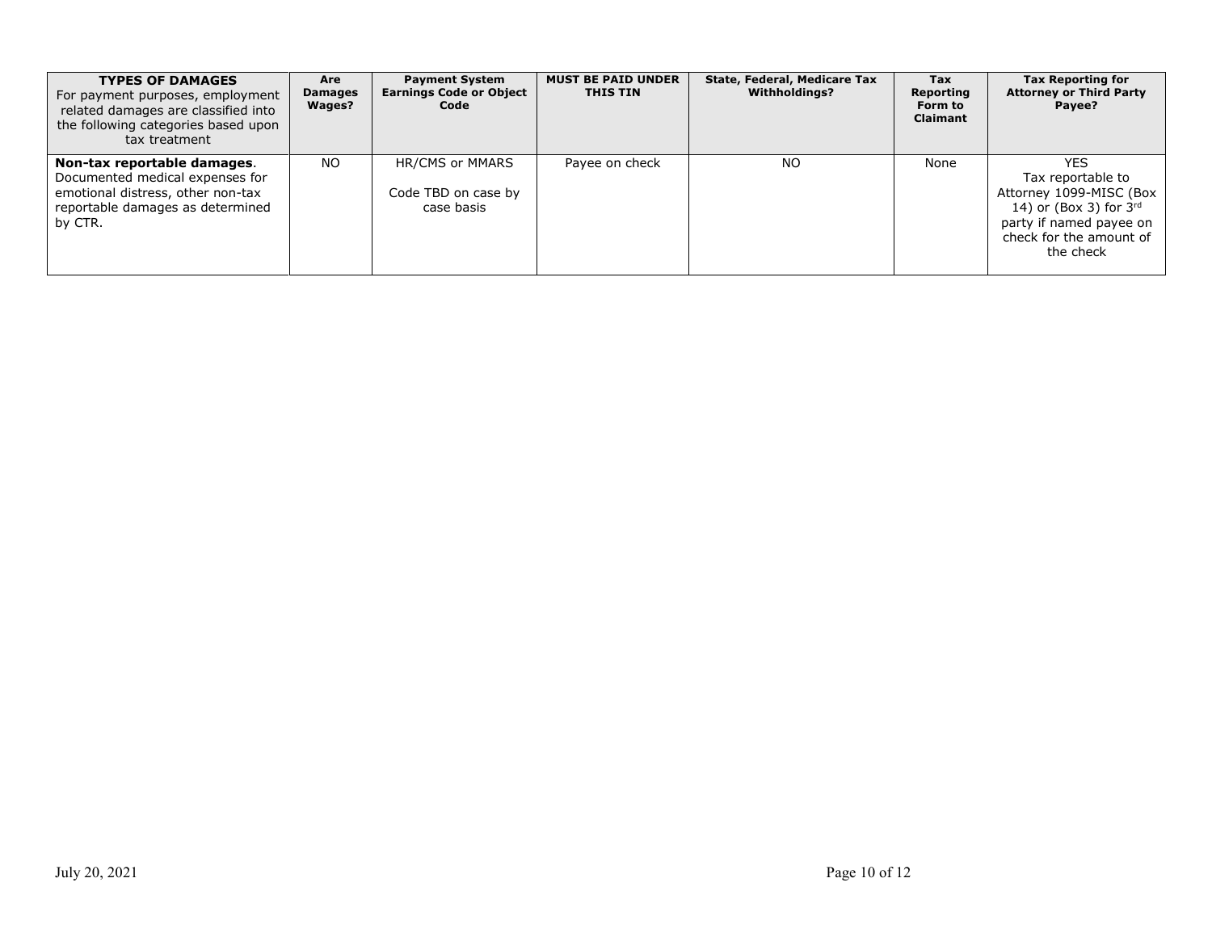| **TYPES OF DAMAGES** For payment purposes, employment related damages are classified into the following categories based upon tax treatment | **Are Damages Wages?** | **Payment System Earnings Code or Object Code** | **MUST BE PAID UNDER THIS TIN** | **State, Federal, Medicare Tax Withholdings?** | **Tax Reporting Form to Claimant** | **Tax Reporting for Attorney or Third Party Payee?** |
|---|---|---|---|---|---|---|
| **Non-tax reportable damages**. Documented medical expenses for emotional distress, other non-tax reportable damages as determined by CTR. | NO | HR/CMS or MMARS<br><br>Code TBD on case by case basis | Payee on check | NO | None | YES<br>Tax reportable to Attorney 1099-MISC (Box 14) or (Box 3) for 3rd party if named payee on check for the amount of the check |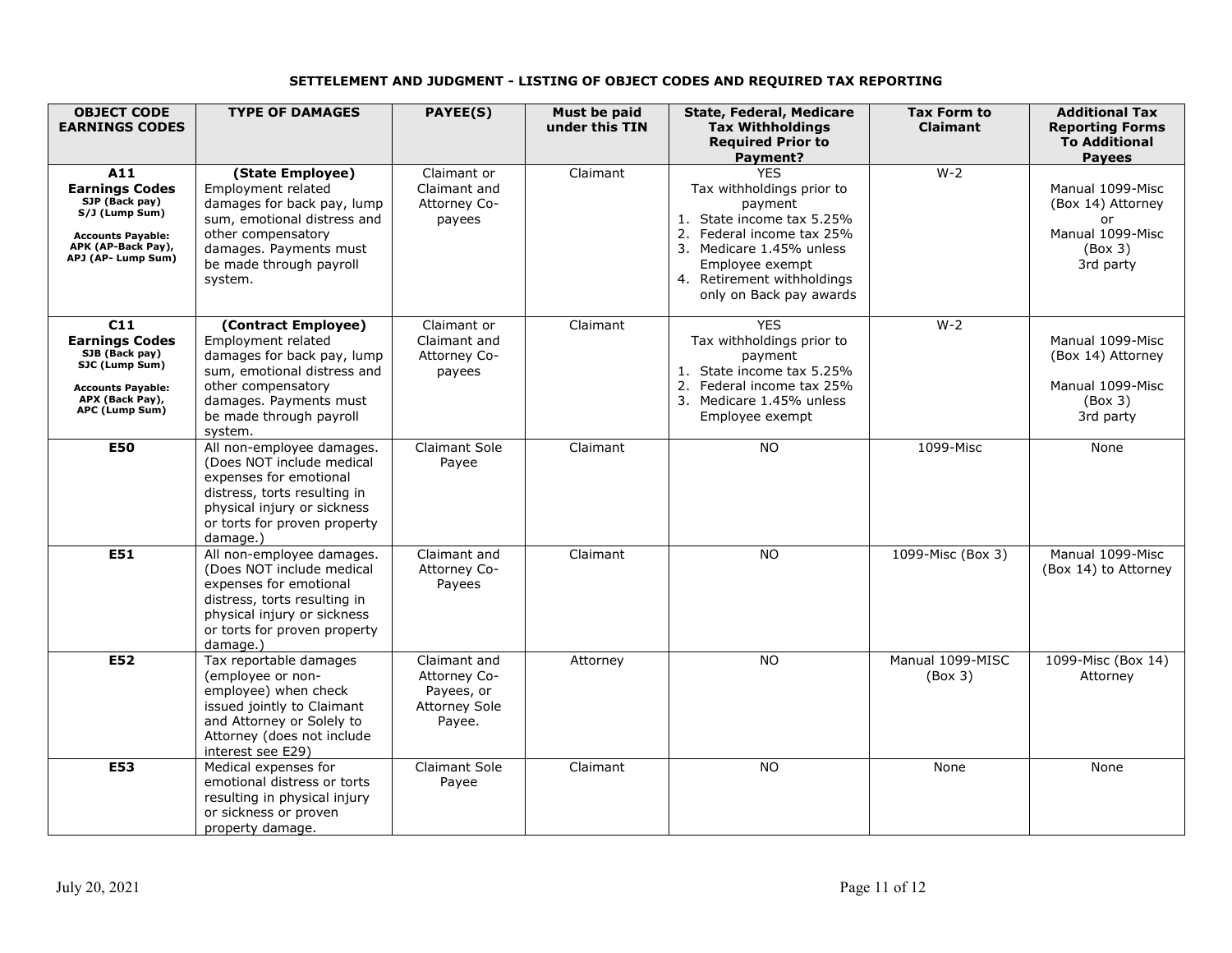# SETTELEMENT AND JUDGMENT - LISTING OF OBJECT CODES AND REQUIRED TAX REPORTING

| OBJECT CODE EARNINGS CODES | TYPE OF DAMAGES | PAYEE(S) | Must be paid under this TIN | State, Federal, Medicare Tax Withholdings Required Prior to Payment? | Tax Form to Claimant | Additional Tax Reporting Forms To Additional Payees |
|---|---|---|---|---|---|---|
| **A11** **Earnings Codes** SJP (Back pay) S/J (Lump Sum) **Accounts Payable:** APK (AP-Back Pay), APJ (AP- Lump Sum) | **(State Employee)** Employment related damages for back pay, lump sum, emotional distress and other compensatory damages. Payments must be made through payroll system. | Claimant or Claimant and Attorney Co-payees | Claimant | YES Tax withholdings prior to payment 1. State income tax 5.25% 2. Federal income tax 25% 3. Medicare 1.45% unless Employee exempt 4. Retirement withholdings only on Back pay awards | W-2 | Manual 1099-Misc (Box 14) Attorney or Manual 1099-Misc (Box 3) 3rd party |
| **C11** **Earnings Codes** SJB (Back pay) SJC (Lump Sum) **Accounts Payable:** APX (Back Pay), APC (Lump Sum) | **(Contract Employee)** Employment related damages for back pay, lump sum, emotional distress and other compensatory damages. Payments must be made through payroll system. | Claimant or Claimant and Attorney Co-payees | Claimant | YES Tax withholdings prior to payment 1. State income tax 5.25% 2. Federal income tax 25% 3. Medicare 1.45% unless Employee exempt | W-2 | Manual 1099-Misc (Box 14) Attorney Manual 1099-Misc (Box 3) 3rd party |
| **E50** | All non-employee damages. (Does NOT include medical expenses for emotional distress, torts resulting in physical injury or sickness or torts for proven property damage.) | Claimant Sole Payee | Claimant | NO | 1099-Misc | None |
| **E51** | All non-employee damages. (Does NOT include medical expenses for emotional distress, torts resulting in physical injury or sickness or torts for proven property damage.) | Claimant and Attorney Co-Payees | Claimant | NO | 1099-Misc (Box 3) | Manual 1099-Misc (Box 14) to Attorney |
| **E52** | Tax reportable damages (employee or non-employee) when check issued jointly to Claimant and Attorney or Solely to Attorney (does not include interest see E29) | Claimant and Attorney Co-Payees, or Attorney Sole Payee. | Attorney | NO | Manual 1099-MISC (Box 3) | 1099-Misc (Box 14) Attorney |
| **E53** | Medical expenses for emotional distress or torts resulting in physical injury or sickness or proven property damage. | Claimant Sole Payee | Claimant | NO | None | None |

July 20, 2021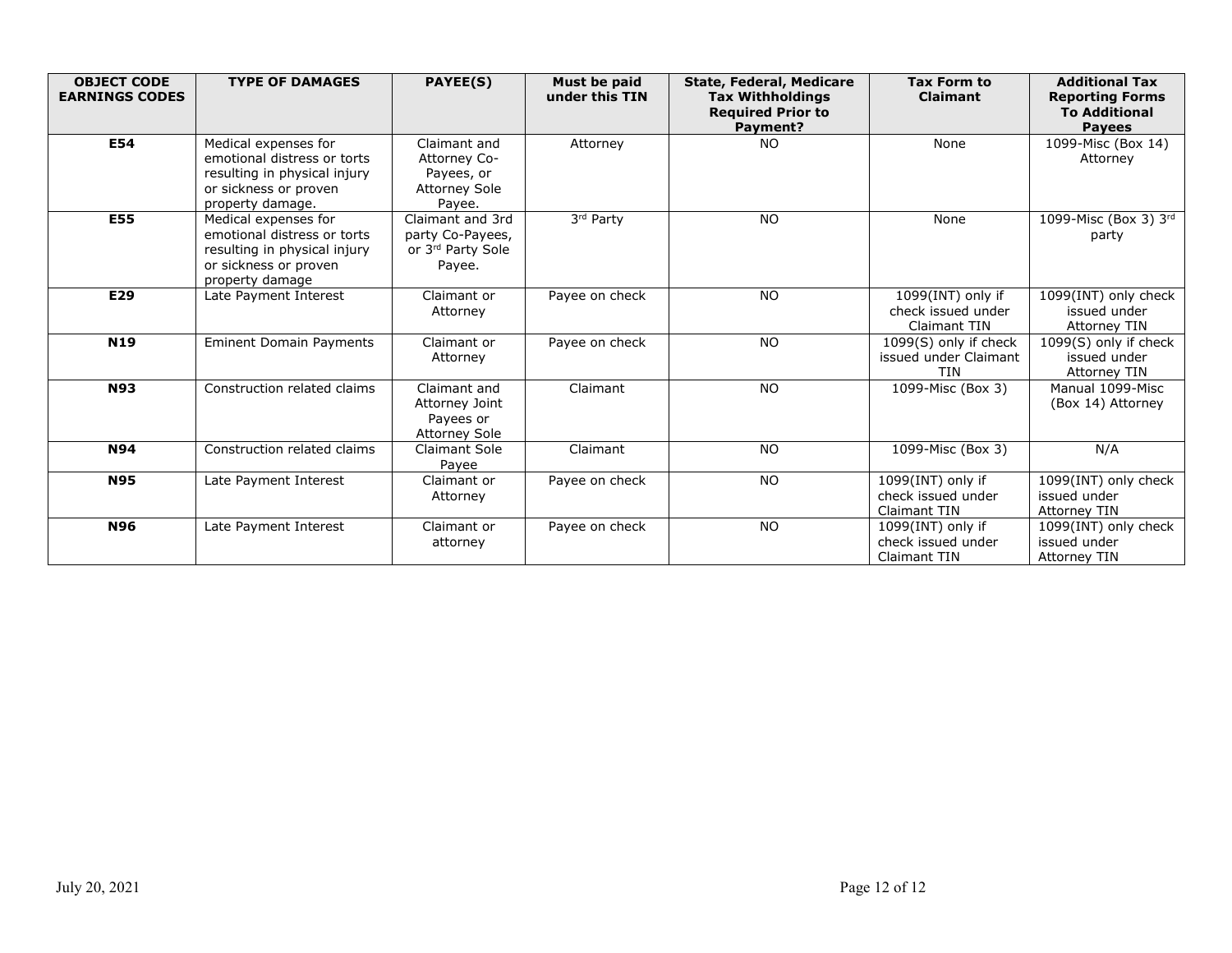| OBJECT CODE EARNINGS CODES | TYPE OF DAMAGES | PAYEE(S) | Must be paid under this TIN | State, Federal, Medicare Tax Withholdings Required Prior to Payment? | Tax Form to Claimant | Additional Tax Reporting Forms To Additional Payees |
|---|---|---|---|---|---|---|
| **E54** | Medical expenses for emotional distress or torts resulting in physical injury or sickness or proven property damage. | Claimant and Attorney Co-Payees, or Attorney Sole Payee. | Attorney | NO | None | 1099-Misc (Box 14) Attorney |
| **E55** | Medical expenses for emotional distress or torts resulting in physical injury or sickness or proven property damage | Claimant and 3rd party Co-Payees, or 3rd Party Sole Payee. | 3rd Party | NO | None | 1099-Misc (Box 3) 3rd party |
| **E29** | Late Payment Interest | Claimant or Attorney | Payee on check | NO | 1099(INT) only if check issued under Claimant TIN | 1099(INT) only check issued under Attorney TIN |
| **N19** | Eminent Domain Payments | Claimant or Attorney | Payee on check | NO | 1099(S) only if check issued under Claimant TIN | 1099(S) only if check issued under Attorney TIN |
| **N93** | Construction related claims | Claimant and Attorney Joint Payees or Attorney Sole | Claimant | NO | 1099-Misc (Box 3) | Manual 1099-Misc (Box 14) Attorney |
| **N94** | Construction related claims | Claimant Sole Payee | Claimant | NO | 1099-Misc (Box 3) | N/A |
| **N95** | Late Payment Interest | Claimant or Attorney | Payee on check | NO | 1099(INT) only if check issued under Claimant TIN | 1099(INT) only check issued under Attorney TIN |
| **N96** | Late Payment Interest | Claimant or attorney | Payee on check | NO | 1099(INT) only if check issued under Claimant TIN | 1099(INT) only check issued under Attorney TIN |

July 20, 2021